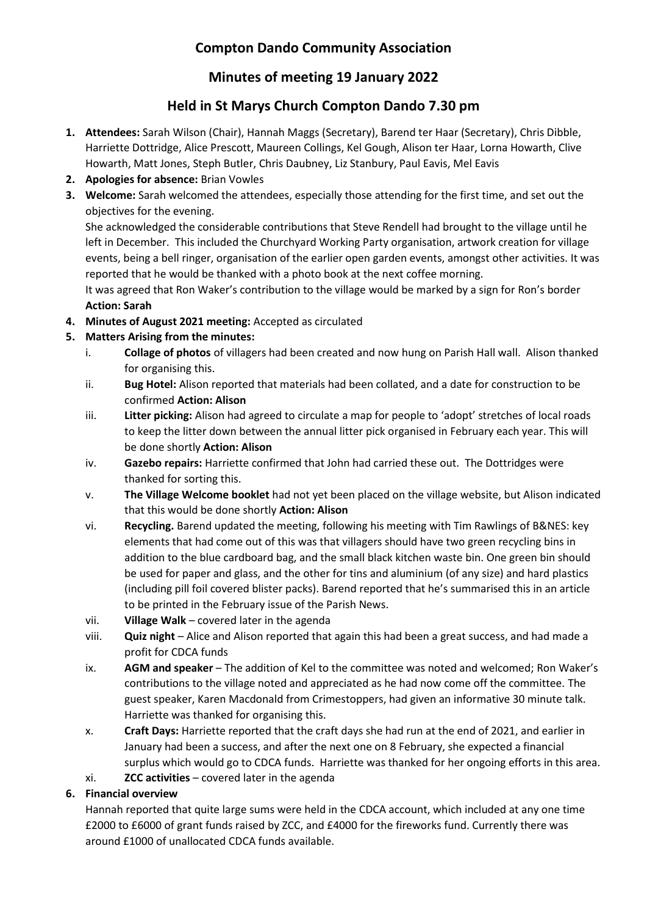# Compton Dando Community Association

## Minutes of meeting 19 January 2022

## Held in St Marys Church Compton Dando 7.30 pm

1. **Attendees:** Sarah Wilson (Chair), Hannah Maggs (Secretary), Barend ter Haar (Secretary), Chris Dibble, Harriette Dottridge, Alice Prescott, Maureen Collings, Kel Gough, Alison ter Haar, Lorna Howarth, Clive Howarth, Matt Jones, Steph Butler, Chris Daubney, Liz Stanbury, Paul Eavis, Mel Eavis
2. **Apologies for absence:** Brian Vowles
3. **Welcome:** Sarah welcomed the attendees, especially those attending for the first time, and set out the objectives for the evening.

   She acknowledged the considerable contributions that Steve Rendell had brought to the village until he left in December. This included the Churchyard Working Party organisation, artwork creation for village events, being a bell ringer, organisation of the earlier open garden events, amongst other activities. It was reported that he would be thanked with a photo book at the next coffee morning.

   It was agreed that Ron Waker's contribution to the village would be marked by a sign for Ron's border **Action: Sarah**
4. **Minutes of August 2021 meeting:** Accepted as circulated
5. **Matters Arising from the minutes:**
   1. **Collage of photos** of villagers had been created and now hung on Parish Hall wall. Alison thanked for organising this.
   2. **Bug Hotel:** Alison reported that materials had been collated, and a date for construction to be confirmed **Action: Alison**
   3. **Litter picking:** Alison had agreed to circulate a map for people to 'adopt' stretches of local roads to keep the litter down between the annual litter pick organised in February each year. This will be done shortly **Action: Alison**
   4. **Gazebo repairs:** Harriette confirmed that John had carried these out. The Dottridges were thanked for sorting this.
   5. **The Village Welcome booklet** had not yet been placed on the village website, but Alison indicated that this would be done shortly **Action: Alison**
   6. **Recycling.** Barend updated the meeting, following his meeting with Tim Rawlings of B&NES: key elements that had come out of this was that villagers should have two green recycling bins in addition to the blue cardboard bag, and the small black kitchen waste bin. One green bin should be used for paper and glass, and the other for tins and aluminium (of any size) and hard plastics (including pill foil covered blister packs). Barend reported that he's summarised this in an article to be printed in the February issue of the Parish News.
   7. **Village Walk** – covered later in the agenda
   8. **Quiz night** – Alice and Alison reported that again this had been a great success, and had made a profit for CDCA funds
   9. **AGM and speaker** – The addition of Kel to the committee was noted and welcomed; Ron Waker's contributions to the village noted and appreciated as he had now come off the committee. The guest speaker, Karen Macdonald from Crimestoppers, had given an informative 30 minute talk. Harriette was thanked for organising this.
   10. **Craft Days:** Harriette reported that the craft days she had run at the end of 2021, and earlier in January had been a success, and after the next one on 8 February, she expected a financial surplus which would go to CDCA funds. Harriette was thanked for her ongoing efforts in this area.
   11. **ZCC activities** – covered later in the agenda
6. **Financial overview**

   Hannah reported that quite large sums were held in the CDCA account, which included at any one time £2000 to £6000 of grant funds raised by ZCC, and £4000 for the fireworks fund. Currently there was around £1000 of unallocated CDCA funds available.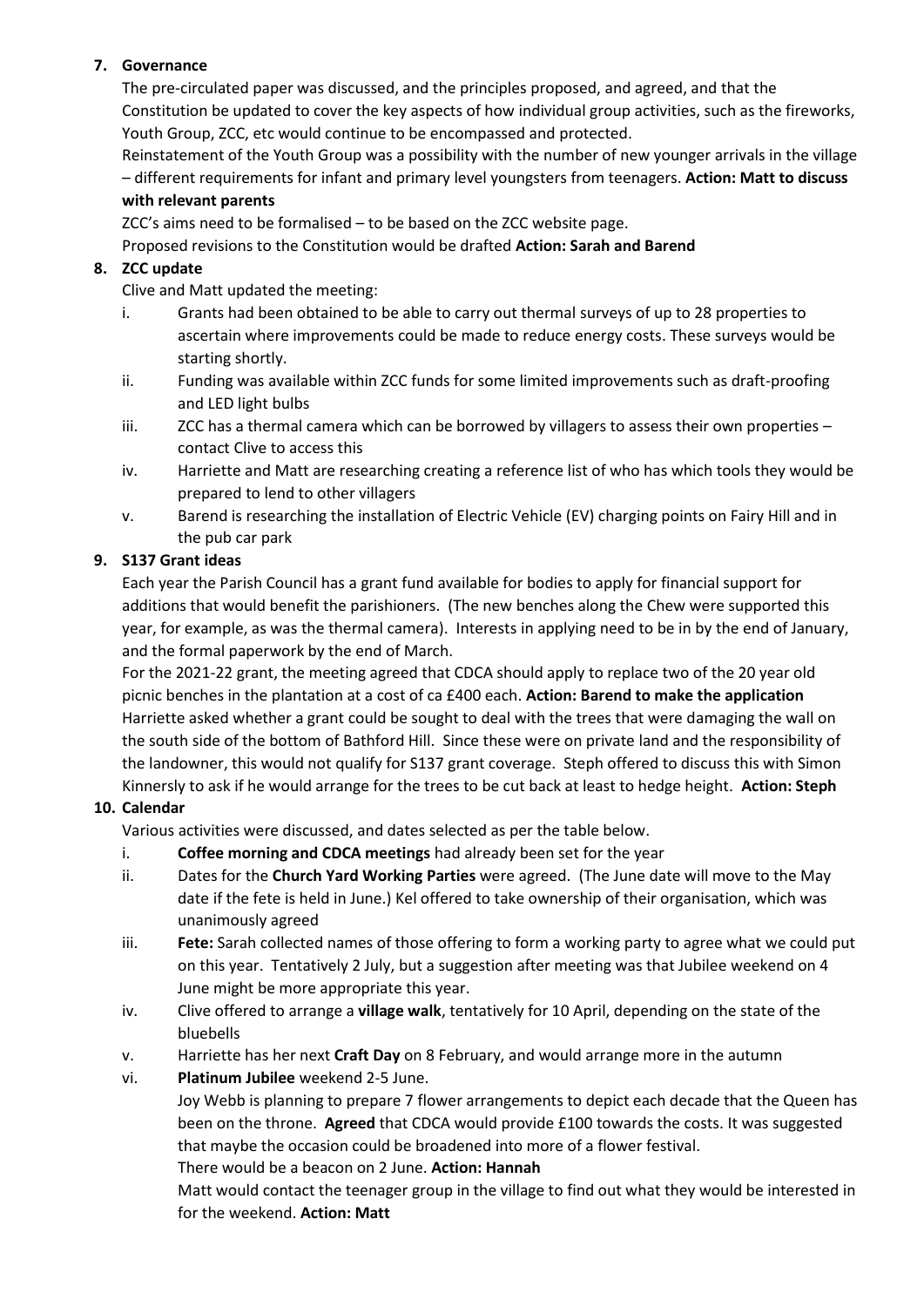7. **Governance**

   The pre-circulated paper was discussed, and the principles proposed, and agreed, and that the Constitution be updated to cover the key aspects of how individual group activities, such as the fireworks, Youth Group, ZCC, etc would continue to be encompassed and protected.

   Reinstatement of the Youth Group was a possibility with the number of new younger arrivals in the village – different requirements for infant and primary level youngsters from teenagers. **Action: Matt to discuss with relevant parents**

   ZCC's aims need to be formalised – to be based on the ZCC website page.

   Proposed revisions to the Constitution would be drafted **Action: Sarah and Barend**

8. **ZCC update**

   Clive and Matt updated the meeting:

   i. Grants had been obtained to be able to carry out thermal surveys of up to 28 properties to ascertain where improvements could be made to reduce energy costs. These surveys would be starting shortly.
   ii. Funding was available within ZCC funds for some limited improvements such as draft-proofing and LED light bulbs
   iii. ZCC has a thermal camera which can be borrowed by villagers to assess their own properties – contact Clive to access this
   iv. Harriette and Matt are researching creating a reference list of who has which tools they would be prepared to lend to other villagers
   v. Barend is researching the installation of Electric Vehicle (EV) charging points on Fairy Hill and in the pub car park

9. **S137 Grant ideas**

   Each year the Parish Council has a grant fund available for bodies to apply for financial support for additions that would benefit the parishioners. (The new benches along the Chew were supported this year, for example, as was the thermal camera). Interests in applying need to be in by the end of January, and the formal paperwork by the end of March.

   For the 2021-22 grant, the meeting agreed that CDCA should apply to replace two of the 20 year old picnic benches in the plantation at a cost of ca £400 each. **Action: Barend to make the application**

   Harriette asked whether a grant could be sought to deal with the trees that were damaging the wall on the south side of the bottom of Bathford Hill. Since these were on private land and the responsibility of the landowner, this would not qualify for S137 grant coverage. Steph offered to discuss this with Simon Kinnersly to ask if he would arrange for the trees to be cut back at least to hedge height. **Action: Steph**

10. **Calendar**

    Various activities were discussed, and dates selected as per the table below.

    i. **Coffee morning and CDCA meetings** had already been set for the year
    ii. Dates for the **Church Yard Working Parties** were agreed. (The June date will move to the May date if the fete is held in June.) Kel offered to take ownership of their organisation, which was unanimously agreed
    iii. **Fete:** Sarah collected names of those offering to form a working party to agree what we could put on this year. Tentatively 2 July, but a suggestion after meeting was that Jubilee weekend on 4 June might be more appropriate this year.
    iv. Clive offered to arrange a **village walk**, tentatively for 10 April, depending on the state of the bluebells
    v. Harriette has her next **Craft Day** on 8 February, and would arrange more in the autumn
    vi. **Platinum Jubilee** weekend 2-5 June.

       Joy Webb is planning to prepare 7 flower arrangements to depict each decade that the Queen has been on the throne. **Agreed** that CDCA would provide £100 towards the costs. It was suggested that maybe the occasion could be broadened into more of a flower festival.

       There would be a beacon on 2 June. **Action: Hannah**

       Matt would contact the teenager group in the village to find out what they would be interested in for the weekend. **Action: Matt**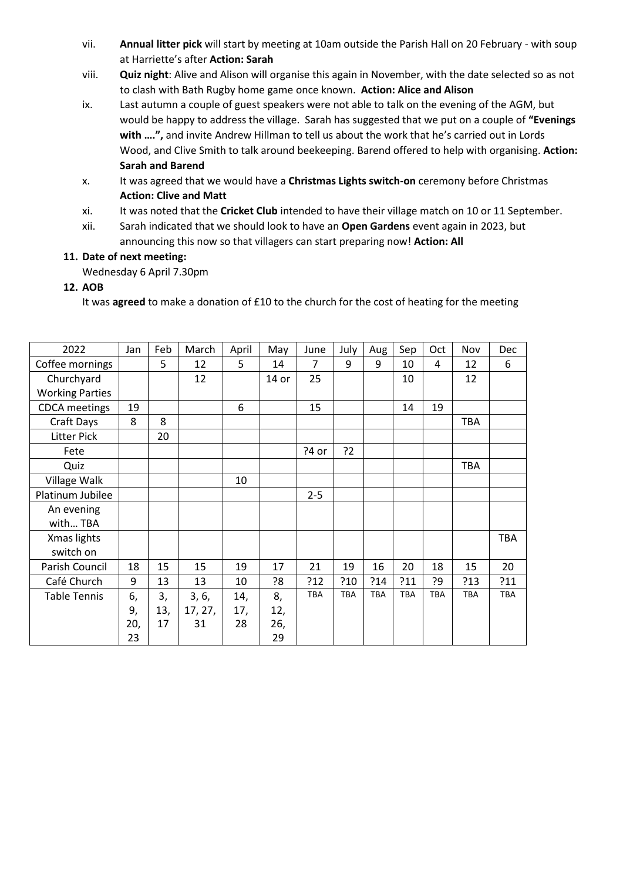vii. **Annual litter pick** will start by meeting at 10am outside the Parish Hall on 20 February - with soup at Harriette's after **Action: Sarah**

viii. **Quiz night**: Alive and Alison will organise this again in November, with the date selected so as not to clash with Bath Rugby home game once known. **Action: Alice and Alison**

ix. Last autumn a couple of guest speakers were not able to talk on the evening of the AGM, but would be happy to address the village. Sarah has suggested that we put on a couple of **"Evenings with ….",** and invite Andrew Hillman to tell us about the work that he's carried out in Lords Wood, and Clive Smith to talk around beekeeping. Barend offered to help with organising. **Action: Sarah and Barend**

x. It was agreed that we would have a **Christmas Lights switch-on** ceremony before Christmas **Action: Clive and Matt**

xi. It was noted that the **Cricket Club** intended to have their village match on 10 or 11 September.

xii. Sarah indicated that we should look to have an **Open Gardens** event again in 2023, but announcing this now so that villagers can start preparing now! **Action: All**

**11. Date of next meeting:**

Wednesday 6 April 7.30pm

**12. AOB**

It was **agreed** to make a donation of £10 to the church for the cost of heating for the meeting

| 2022 | Jan | Feb | March | April | May | June | July | Aug | Sep | Oct | Nov | Dec |
|---|---|---|---|---|---|---|---|---|---|---|---|---|
| Coffee mornings | | 5 | 12 | 5 | 14 | 7 | 9 | 9 | 10 | 4 | 12 | 6 |
| Churchyard Working Parties | | | 12 | | 14 or | 25 | | | 10 | | 12 | |
| CDCA meetings | 19 | | | 6 | | 15 | | | 14 | 19 | | |
| Craft Days | 8 | 8 | | | | | | | | | TBA | |
| Litter Pick | | 20 | | | | | | | | | | |
| Fete | | | | | | ?4 or | ?2 | | | | | |
| Quiz | | | | | | | | | | | TBA | |
| Village Walk | | | | 10 | | | | | | | | |
| Platinum Jubilee | | | | | | 2-5 | | | | | | |
| An evening with… TBA | | | | | | | | | | | | |
| Xmas lights switch on | | | | | | | | | | | | TBA |
| Parish Council | 18 | 15 | 15 | 19 | 17 | 21 | 19 | 16 | 20 | 18 | 15 | 20 |
| Café Church | 9 | 13 | 13 | 10 | ?8 | ?12 | ?10 | ?14 | ?11 | ?9 | ?13 | ?11 |
| Table Tennis | 6, 9, 20, 23 | 3, 13, 17 | 3, 6, 17, 27, 31 | 14, 17, 28 | 8, 12, 26, 29 | TBA | TBA | TBA | TBA | TBA | TBA | TBA |